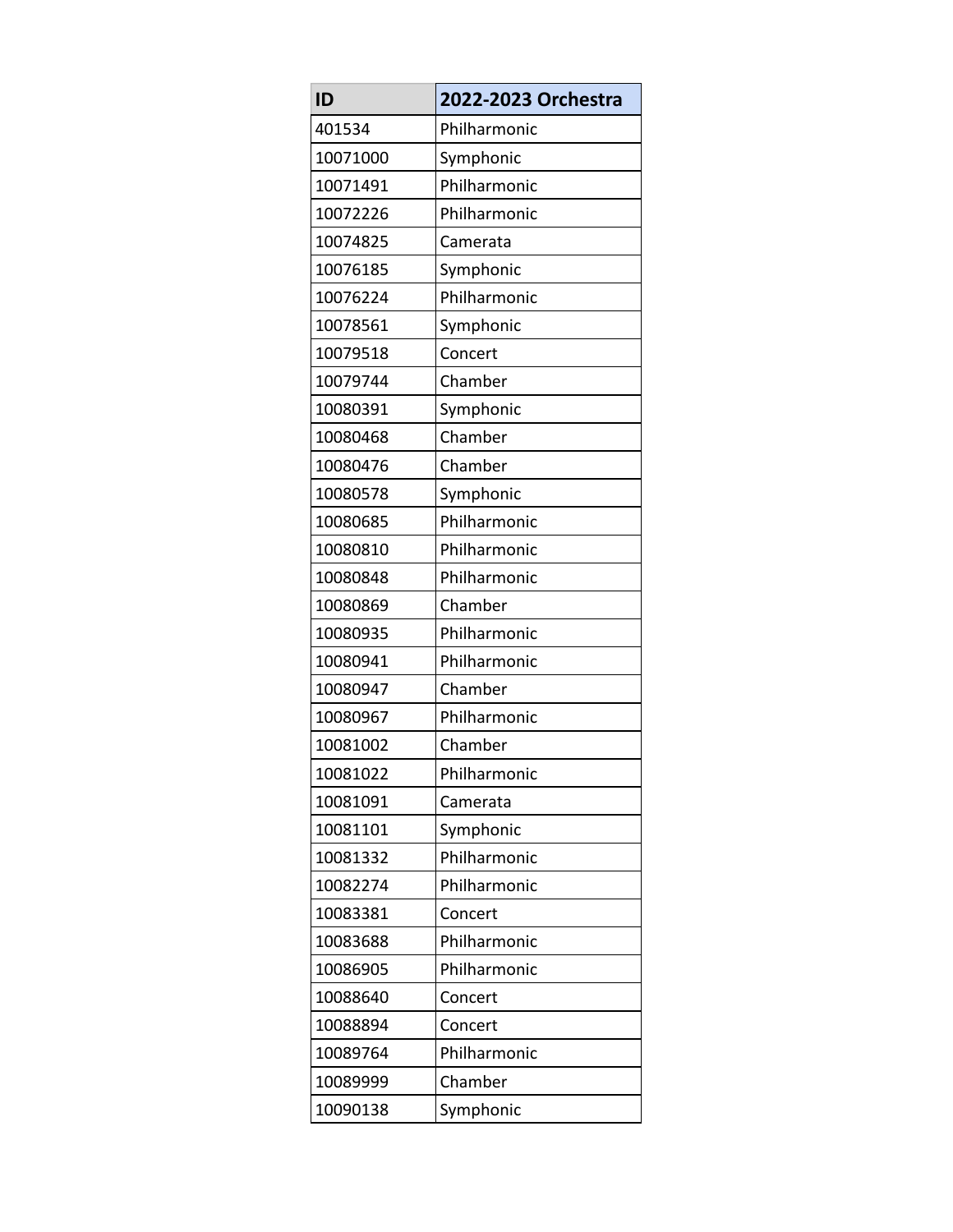| ID | 2022-2023 Orchestra |
| --- | --- |
| 401534 | Philharmonic |
| 10071000 | Symphonic |
| 10071491 | Philharmonic |
| 10072226 | Philharmonic |
| 10074825 | Camerata |
| 10076185 | Symphonic |
| 10076224 | Philharmonic |
| 10078561 | Symphonic |
| 10079518 | Concert |
| 10079744 | Chamber |
| 10080391 | Symphonic |
| 10080468 | Chamber |
| 10080476 | Chamber |
| 10080578 | Symphonic |
| 10080685 | Philharmonic |
| 10080810 | Philharmonic |
| 10080848 | Philharmonic |
| 10080869 | Chamber |
| 10080935 | Philharmonic |
| 10080941 | Philharmonic |
| 10080947 | Chamber |
| 10080967 | Philharmonic |
| 10081002 | Chamber |
| 10081022 | Philharmonic |
| 10081091 | Camerata |
| 10081101 | Symphonic |
| 10081332 | Philharmonic |
| 10082274 | Philharmonic |
| 10083381 | Concert |
| 10083688 | Philharmonic |
| 10086905 | Philharmonic |
| 10088640 | Concert |
| 10088894 | Concert |
| 10089764 | Philharmonic |
| 10089999 | Chamber |
| 10090138 | Symphonic |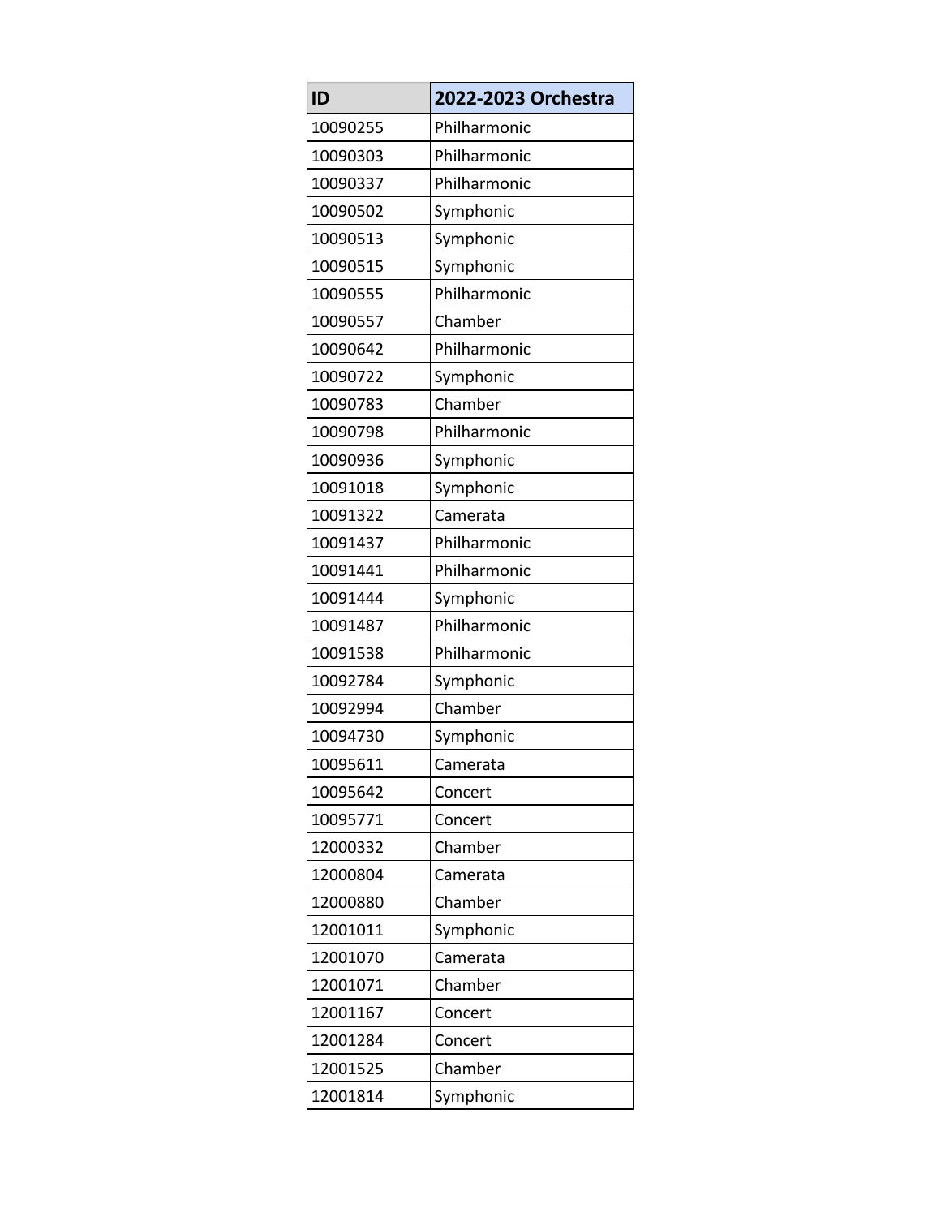| ID | 2022-2023 Orchestra |
|---|---|
| 10090255 | Philharmonic |
| 10090303 | Philharmonic |
| 10090337 | Philharmonic |
| 10090502 | Symphonic |
| 10090513 | Symphonic |
| 10090515 | Symphonic |
| 10090555 | Philharmonic |
| 10090557 | Chamber |
| 10090642 | Philharmonic |
| 10090722 | Symphonic |
| 10090783 | Chamber |
| 10090798 | Philharmonic |
| 10090936 | Symphonic |
| 10091018 | Symphonic |
| 10091322 | Camerata |
| 10091437 | Philharmonic |
| 10091441 | Philharmonic |
| 10091444 | Symphonic |
| 10091487 | Philharmonic |
| 10091538 | Philharmonic |
| 10092784 | Symphonic |
| 10092994 | Chamber |
| 10094730 | Symphonic |
| 10095611 | Camerata |
| 10095642 | Concert |
| 10095771 | Concert |
| 12000332 | Chamber |
| 12000804 | Camerata |
| 12000880 | Chamber |
| 12001011 | Symphonic |
| 12001070 | Camerata |
| 12001071 | Chamber |
| 12001167 | Concert |
| 12001284 | Concert |
| 12001525 | Chamber |
| 12001814 | Symphonic |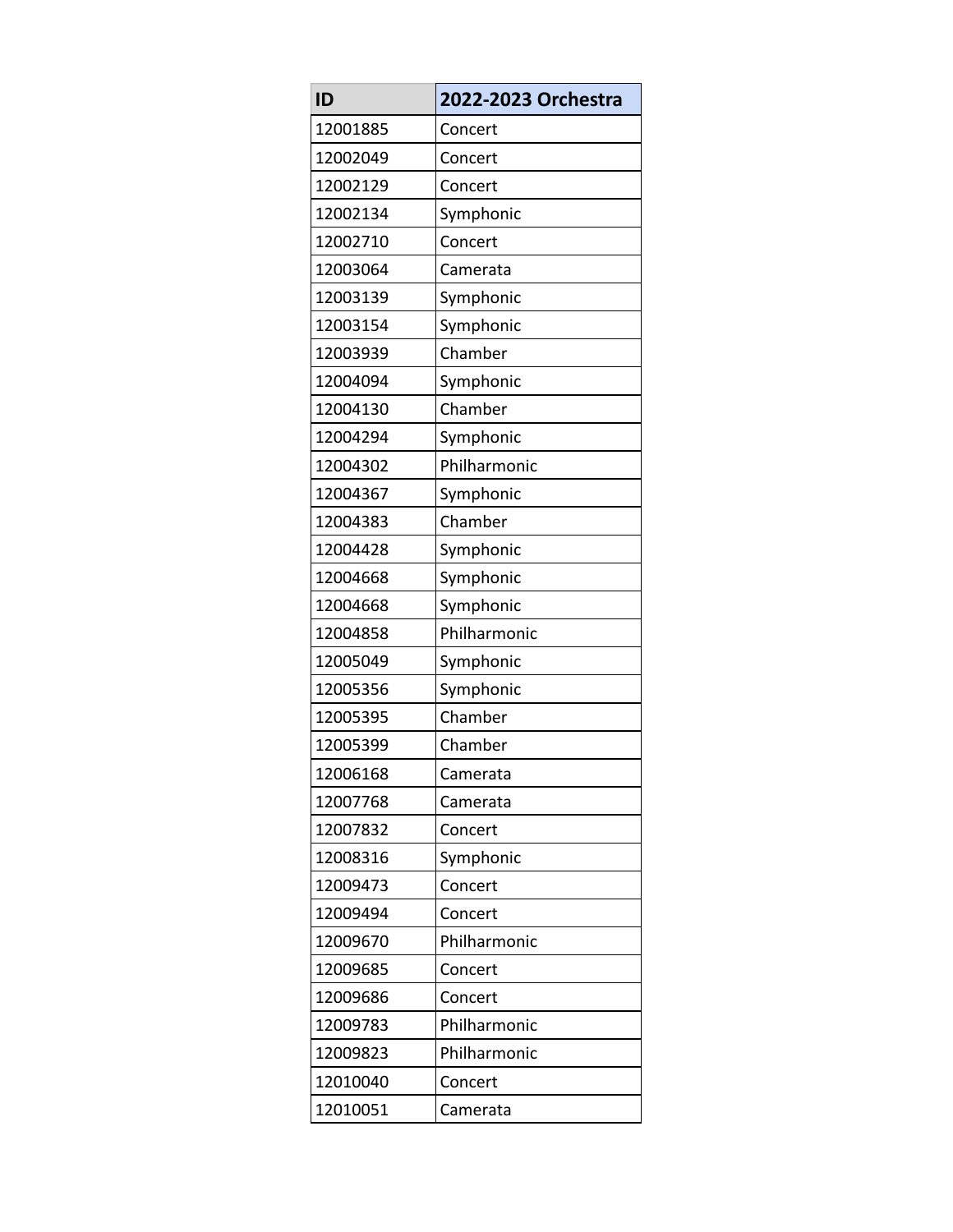| ID | 2022-2023 Orchestra |
|---|---|
| 12001885 | Concert |
| 12002049 | Concert |
| 12002129 | Concert |
| 12002134 | Symphonic |
| 12002710 | Concert |
| 12003064 | Camerata |
| 12003139 | Symphonic |
| 12003154 | Symphonic |
| 12003939 | Chamber |
| 12004094 | Symphonic |
| 12004130 | Chamber |
| 12004294 | Symphonic |
| 12004302 | Philharmonic |
| 12004367 | Symphonic |
| 12004383 | Chamber |
| 12004428 | Symphonic |
| 12004668 | Symphonic |
| 12004668 | Symphonic |
| 12004858 | Philharmonic |
| 12005049 | Symphonic |
| 12005356 | Symphonic |
| 12005395 | Chamber |
| 12005399 | Chamber |
| 12006168 | Camerata |
| 12007768 | Camerata |
| 12007832 | Concert |
| 12008316 | Symphonic |
| 12009473 | Concert |
| 12009494 | Concert |
| 12009670 | Philharmonic |
| 12009685 | Concert |
| 12009686 | Concert |
| 12009783 | Philharmonic |
| 12009823 | Philharmonic |
| 12010040 | Concert |
| 12010051 | Camerata |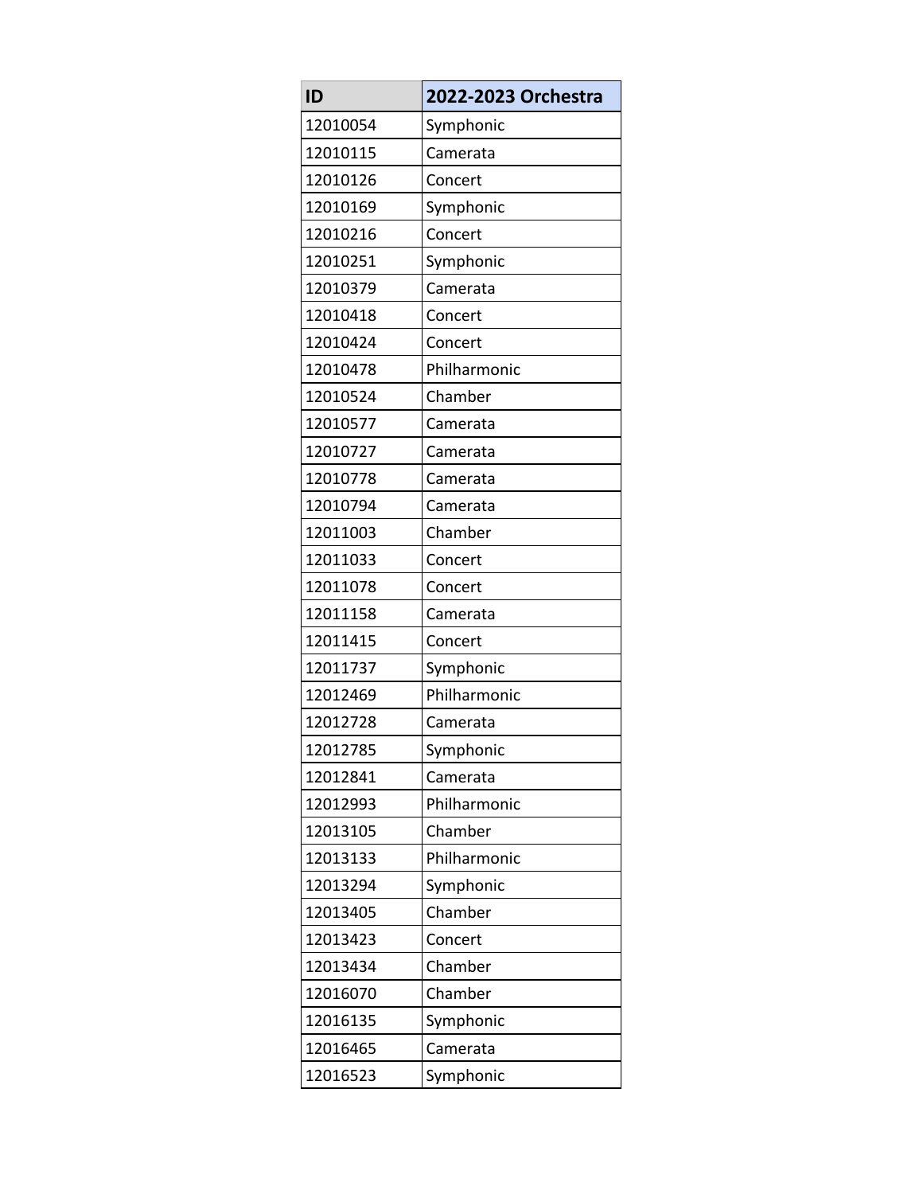| ID | 2022-2023 Orchestra |
| --- | --- |
| 12010054 | Symphonic |
| 12010115 | Camerata |
| 12010126 | Concert |
| 12010169 | Symphonic |
| 12010216 | Concert |
| 12010251 | Symphonic |
| 12010379 | Camerata |
| 12010418 | Concert |
| 12010424 | Concert |
| 12010478 | Philharmonic |
| 12010524 | Chamber |
| 12010577 | Camerata |
| 12010727 | Camerata |
| 12010778 | Camerata |
| 12010794 | Camerata |
| 12011003 | Chamber |
| 12011033 | Concert |
| 12011078 | Concert |
| 12011158 | Camerata |
| 12011415 | Concert |
| 12011737 | Symphonic |
| 12012469 | Philharmonic |
| 12012728 | Camerata |
| 12012785 | Symphonic |
| 12012841 | Camerata |
| 12012993 | Philharmonic |
| 12013105 | Chamber |
| 12013133 | Philharmonic |
| 12013294 | Symphonic |
| 12013405 | Chamber |
| 12013423 | Concert |
| 12013434 | Chamber |
| 12016070 | Chamber |
| 12016135 | Symphonic |
| 12016465 | Camerata |
| 12016523 | Symphonic |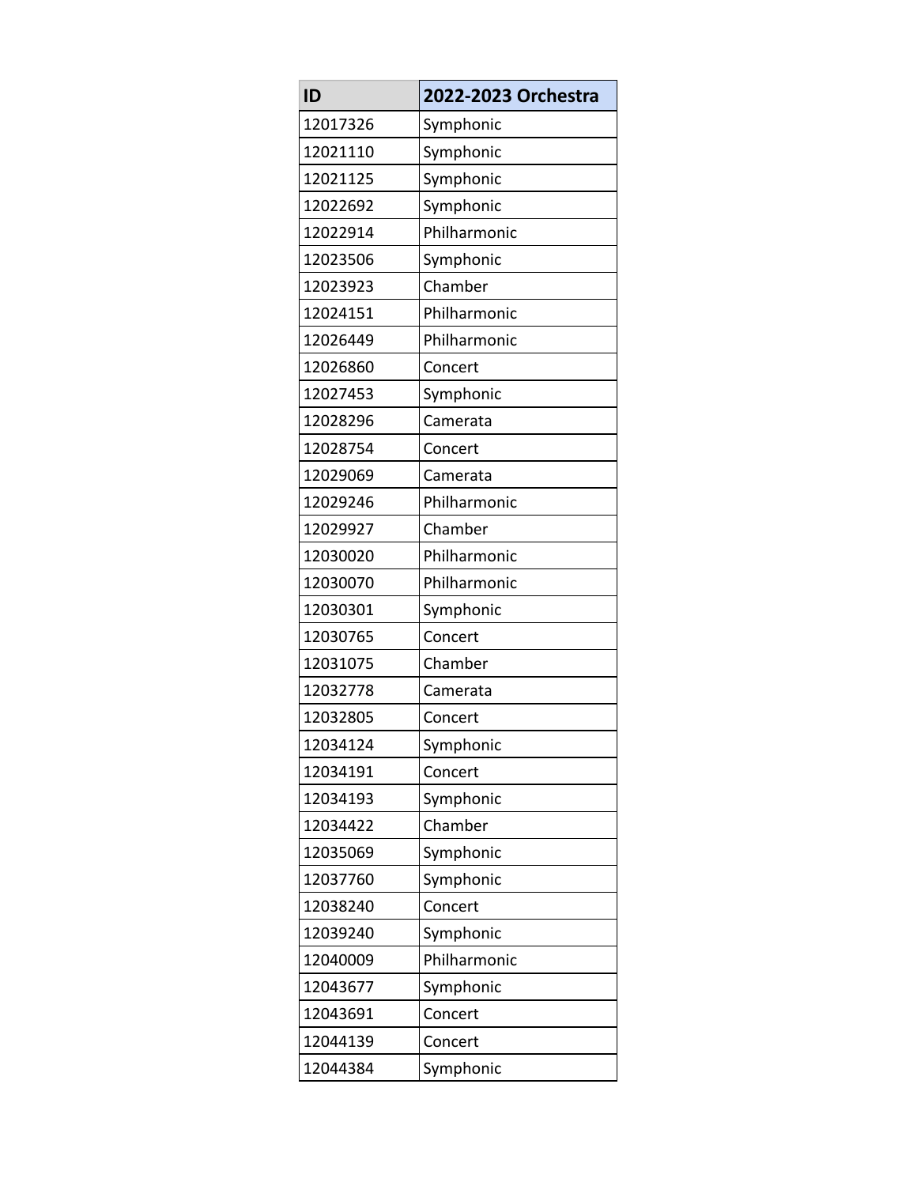| ID | 2022-2023 Orchestra |
| --- | --- |
| 12017326 | Symphonic |
| 12021110 | Symphonic |
| 12021125 | Symphonic |
| 12022692 | Symphonic |
| 12022914 | Philharmonic |
| 12023506 | Symphonic |
| 12023923 | Chamber |
| 12024151 | Philharmonic |
| 12026449 | Philharmonic |
| 12026860 | Concert |
| 12027453 | Symphonic |
| 12028296 | Camerata |
| 12028754 | Concert |
| 12029069 | Camerata |
| 12029246 | Philharmonic |
| 12029927 | Chamber |
| 12030020 | Philharmonic |
| 12030070 | Philharmonic |
| 12030301 | Symphonic |
| 12030765 | Concert |
| 12031075 | Chamber |
| 12032778 | Camerata |
| 12032805 | Concert |
| 12034124 | Symphonic |
| 12034191 | Concert |
| 12034193 | Symphonic |
| 12034422 | Chamber |
| 12035069 | Symphonic |
| 12037760 | Symphonic |
| 12038240 | Concert |
| 12039240 | Symphonic |
| 12040009 | Philharmonic |
| 12043677 | Symphonic |
| 12043691 | Concert |
| 12044139 | Concert |
| 12044384 | Symphonic |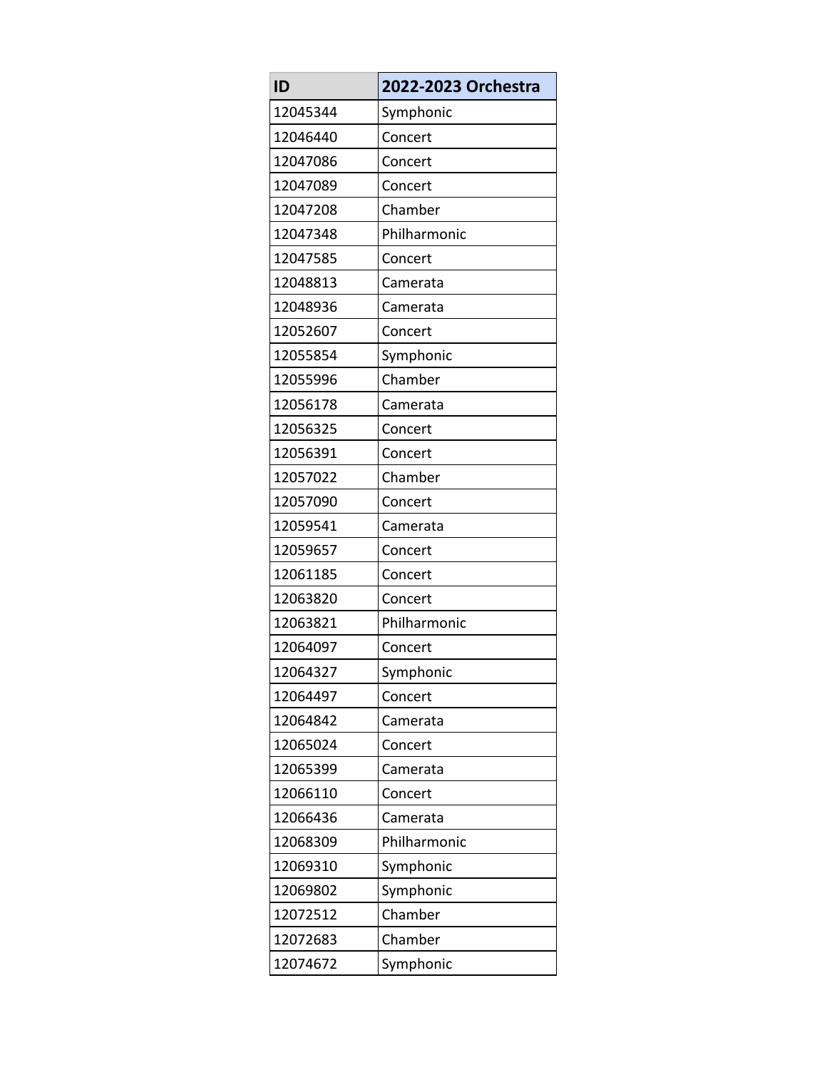| ID | 2022-2023 Orchestra |
|---|---|
| 12045344 | Symphonic |
| 12046440 | Concert |
| 12047086 | Concert |
| 12047089 | Concert |
| 12047208 | Chamber |
| 12047348 | Philharmonic |
| 12047585 | Concert |
| 12048813 | Camerata |
| 12048936 | Camerata |
| 12052607 | Concert |
| 12055854 | Symphonic |
| 12055996 | Chamber |
| 12056178 | Camerata |
| 12056325 | Concert |
| 12056391 | Concert |
| 12057022 | Chamber |
| 12057090 | Concert |
| 12059541 | Camerata |
| 12059657 | Concert |
| 12061185 | Concert |
| 12063820 | Concert |
| 12063821 | Philharmonic |
| 12064097 | Concert |
| 12064327 | Symphonic |
| 12064497 | Concert |
| 12064842 | Camerata |
| 12065024 | Concert |
| 12065399 | Camerata |
| 12066110 | Concert |
| 12066436 | Camerata |
| 12068309 | Philharmonic |
| 12069310 | Symphonic |
| 12069802 | Symphonic |
| 12072512 | Chamber |
| 12072683 | Chamber |
| 12074672 | Symphonic |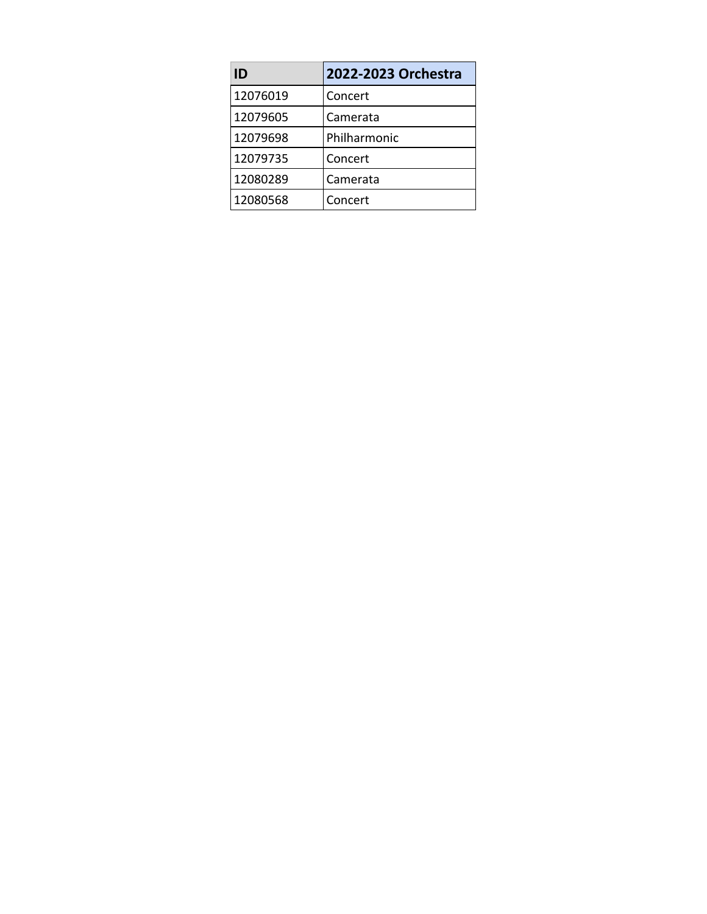| ID | 2022-2023 Orchestra |
| --- | --- |
| 12076019 | Concert |
| 12079605 | Camerata |
| 12079698 | Philharmonic |
| 12079735 | Concert |
| 12080289 | Camerata |
| 12080568 | Concert |